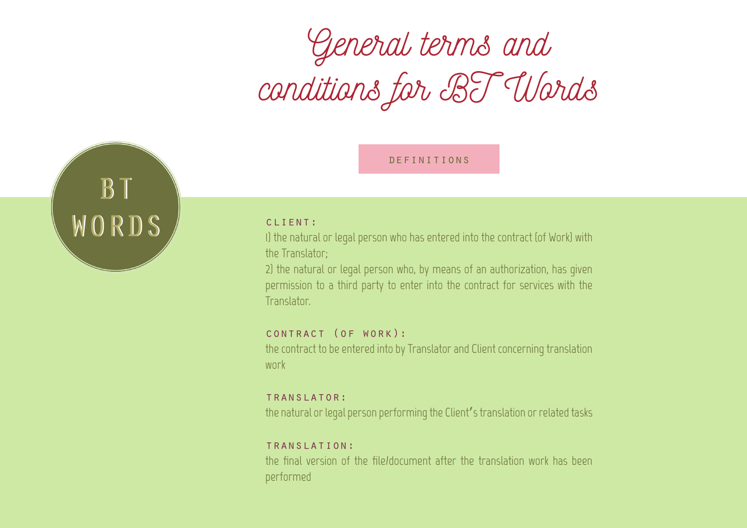# General terms and conditions for BT Words

BT WORDS

## DEFINITIONS

**CLIENT:**

1) the natural or legal person who has entered into the contract (of Work) with the Translator;

2) the natural or legal person who, by means of an authorization, has given permission to a third party to enter into the contract for services with the Translator.

**CONTRACT (OF WORK):**

the contract to be entered into by Translator and Client concerning translation work

**TRANSLATOR:**

the natural or legal person performing the Client's translation or related tasks

**TRANSLATION:**

the final version of the file/document after the translation work has been performed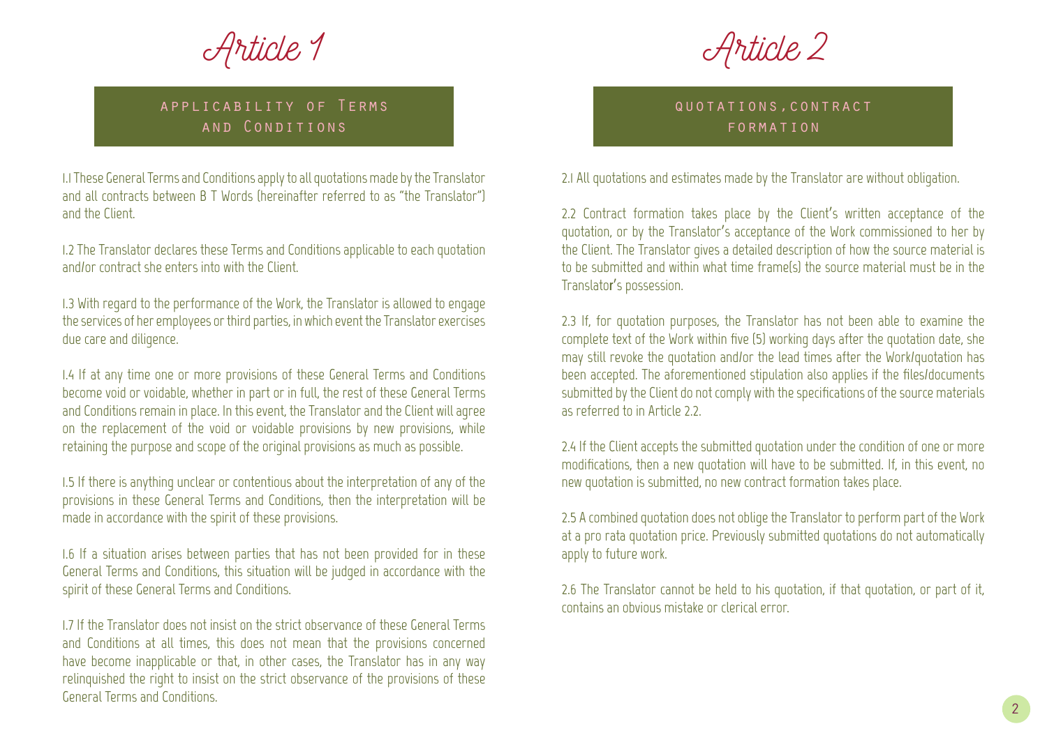# Article 1

## Applicability of Terms and Conditions

1.1 These General Terms and Conditions apply to all quotations made by the Translator and all contracts between B T Words (hereinafter referred to as "the Translator") and the Client.

1.2 The Translator declares these Terms and Conditions applicable to each quotation and/or contract she enters into with the Client.

1.3 With regard to the performance of the Work, the Translator is allowed to engage the services of her employees or third parties, in which event the Translator exercises due care and diligence.

1.4 If at any time one or more provisions of these General Terms and Conditions become void or voidable, whether in part or in full, the rest of these General Terms and Conditions remain in place. In this event, the Translator and the Client will agree on the replacement of the void or voidable provisions by new provisions, while retaining the purpose and scope of the original provisions as much as possible.

1.5 If there is anything unclear or contentious about the interpretation of any of the provisions in these General Terms and Conditions, then the interpretation will be made in accordance with the spirit of these provisions.

1.6 If a situation arises between parties that has not been provided for in these General Terms and Conditions, this situation will be judged in accordance with the spirit of these General Terms and Conditions.

1.7 If the Translator does not insist on the strict observance of these General Terms and Conditions at all times, this does not mean that the provisions concerned have become inapplicable or that, in other cases, the Translator has in any way relinquished the right to insist on the strict observance of the provisions of these General Terms and Conditions.

# Article 2

## Quotations, contract formation

2.1 All quotations and estimates made by the Translator are without obligation.

2.2 Contract formation takes place by the Client's written acceptance of the quotation, or by the Translator's acceptance of the Work commissioned to her by the Client. The Translator gives a detailed description of how the source material is to be submitted and within what time frame(s) the source material must be in the Translator's possession.

2.3 If, for quotation purposes, the Translator has not been able to examine the complete text of the Work within five (5) working days after the quotation date, she may still revoke the quotation and/or the lead times after the Work/quotation has been accepted. The aforementioned stipulation also applies if the files/documents submitted by the Client do not comply with the specifications of the source materials as referred to in Article 2.2.

2.4 If the Client accepts the submitted quotation under the condition of one or more modifications, then a new quotation will have to be submitted. If, in this event, no new quotation is submitted, no new contract formation takes place.

2.5 A combined quotation does not oblige the Translator to perform part of the Work at a pro rata quotation price. Previously submitted quotations do not automatically apply to future work.

2.6 The Translator cannot be held to his quotation, if that quotation, or part of it, contains an obvious mistake or clerical error.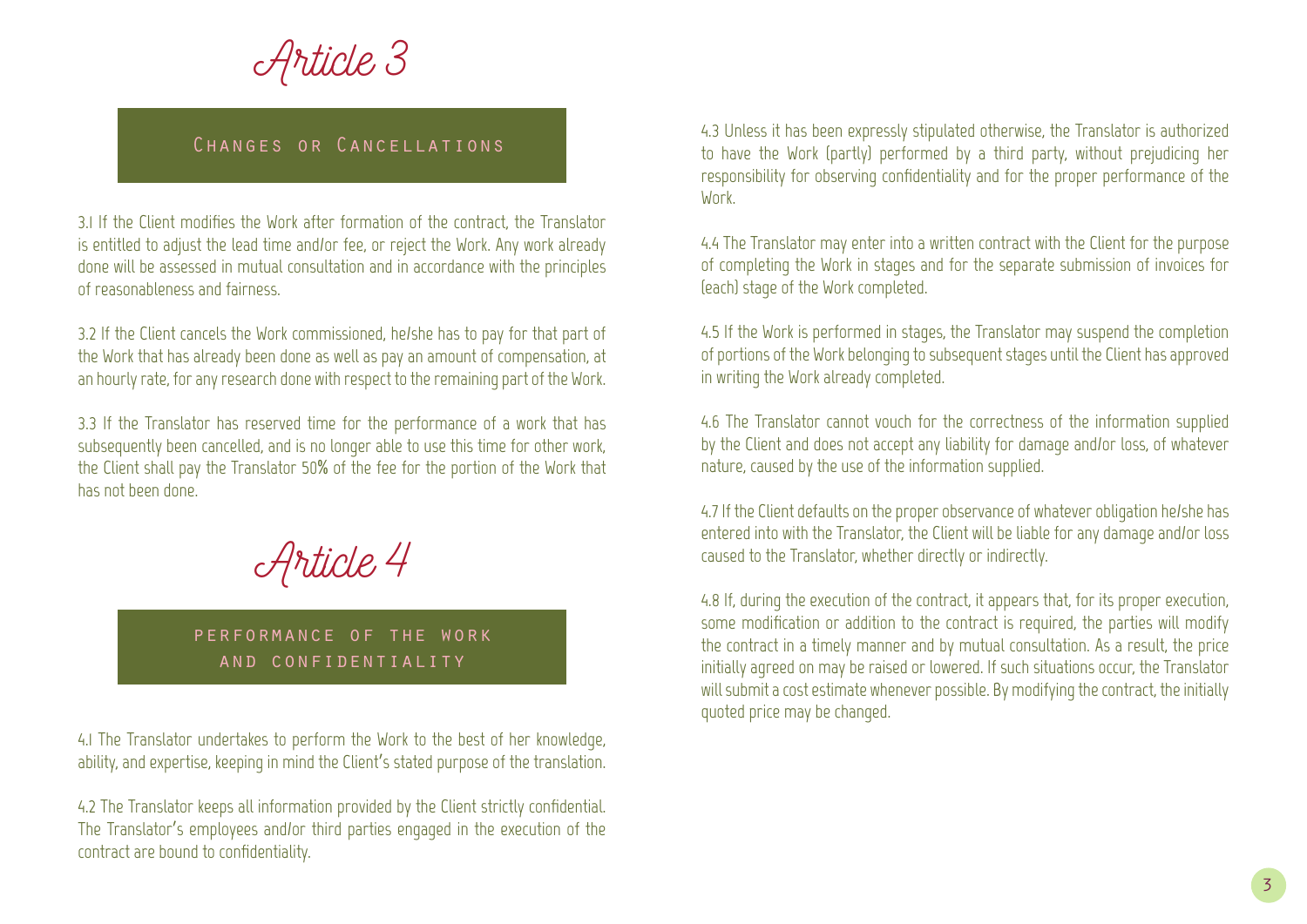# Article 3

## Changes or Cancellations

3.1 If the Client modifies the Work after formation of the contract, the Translator is entitled to adjust the lead time and/or fee, or reject the Work. Any work already done will be assessed in mutual consultation and in accordance with the principles of reasonableness and fairness.

3.2 If the Client cancels the Work commissioned, he/she has to pay for that part of the Work that has already been done as well as pay an amount of compensation, at an hourly rate, for any research done with respect to the remaining part of the Work.

3.3 If the Translator has reserved time for the performance of a work that has subsequently been cancelled, and is no longer able to use this time for other work, the Client shall pay the Translator 50% of the fee for the portion of the Work that has not been done.

# Article 4

## Performance of the Work and Confidentiality

4.1 The Translator undertakes to perform the Work to the best of her knowledge, ability, and expertise, keeping in mind the Client's stated purpose of the translation.

4.2 The Translator keeps all information provided by the Client strictly confidential. The Translator's employees and/or third parties engaged in the execution of the contract are bound to confidentiality.

4.3 Unless it has been expressly stipulated otherwise, the Translator is authorized to have the Work (partly) performed by a third party, without prejudicing her responsibility for observing confidentiality and for the proper performance of the Work.

4.4 The Translator may enter into a written contract with the Client for the purpose of completing the Work in stages and for the separate submission of invoices for (each) stage of the Work completed.

4.5 If the Work is performed in stages, the Translator may suspend the completion of portions of the Work belonging to subsequent stages until the Client has approved in writing the Work already completed.

4.6 The Translator cannot vouch for the correctness of the information supplied by the Client and does not accept any liability for damage and/or loss, of whatever nature, caused by the use of the information supplied.

4.7 If the Client defaults on the proper observance of whatever obligation he/she has entered into with the Translator, the Client will be liable for any damage and/or loss caused to the Translator, whether directly or indirectly.

4.8 If, during the execution of the contract, it appears that, for its proper execution, some modification or addition to the contract is required, the parties will modify the contract in a timely manner and by mutual consultation. As a result, the price initially agreed on may be raised or lowered. If such situations occur, the Translator will submit a cost estimate whenever possible. By modifying the contract, the initially quoted price may be changed.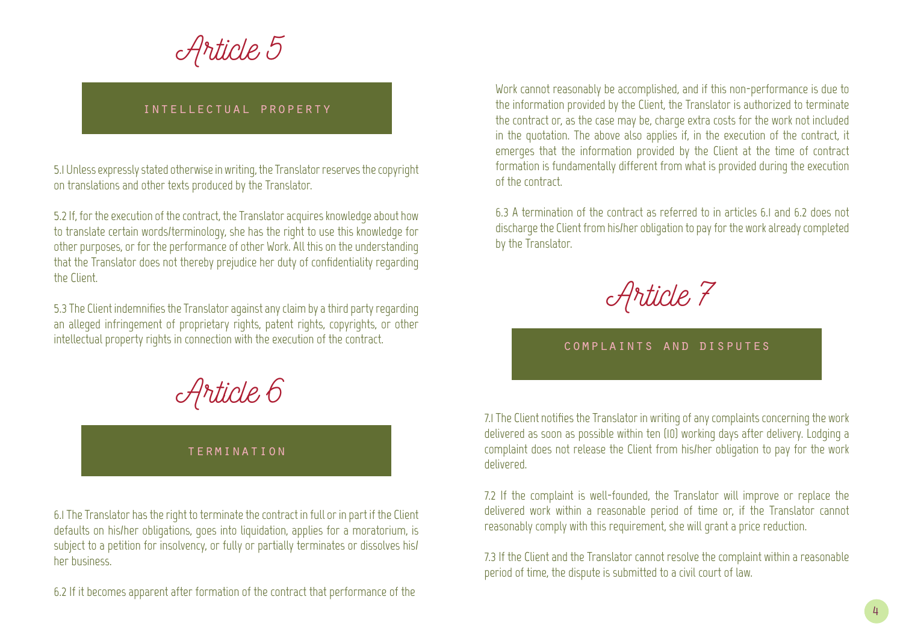# Article 5

## INTELLECTUAL PROPERTY

5.1 Unless expressly stated otherwise in writing, the Translator reserves the copyright on translations and other texts produced by the Translator.

5.2 If, for the execution of the contract, the Translator acquires knowledge about how to translate certain words/terminology, she has the right to use this knowledge for other purposes, or for the performance of other Work. All this on the understanding that the Translator does not thereby prejudice her duty of confidentiality regarding the Client.

5.3 The Client indemnifies the Translator against any claim by a third party regarding an alleged infringement of proprietary rights, patent rights, copyrights, or other intellectual property rights in connection with the execution of the contract.

# Article 6

## TERMINATION

6.1 The Translator has the right to terminate the contract in full or in part if the Client defaults on his/her obligations, goes into liquidation, applies for a moratorium, is subject to a petition for insolvency, or fully or partially terminates or dissolves his/her business.

6.2 If it becomes apparent after formation of the contract that performance of the Work cannot reasonably be accomplished, and if this non-performance is due to the information provided by the Client, the Translator is authorized to terminate the contract or, as the case may be, charge extra costs for the work not included in the quotation. The above also applies if, in the execution of the contract, it emerges that the information provided by the Client at the time of contract formation is fundamentally different from what is provided during the execution of the contract.

6.3 A termination of the contract as referred to in articles 6.1 and 6.2 does not discharge the Client from his/her obligation to pay for the work already completed by the Translator.

# Article 7

## COMPLAINTS AND DISPUTES

7.1 The Client notifies the Translator in writing of any complaints concerning the work delivered as soon as possible within ten (10) working days after delivery. Lodging a complaint does not release the Client from his/her obligation to pay for the work delivered.

7.2 If the complaint is well-founded, the Translator will improve or replace the delivered work within a reasonable period of time or, if the Translator cannot reasonably comply with this requirement, she will grant a price reduction.

7.3 If the Client and the Translator cannot resolve the complaint within a reasonable period of time, the dispute is submitted to a civil court of law.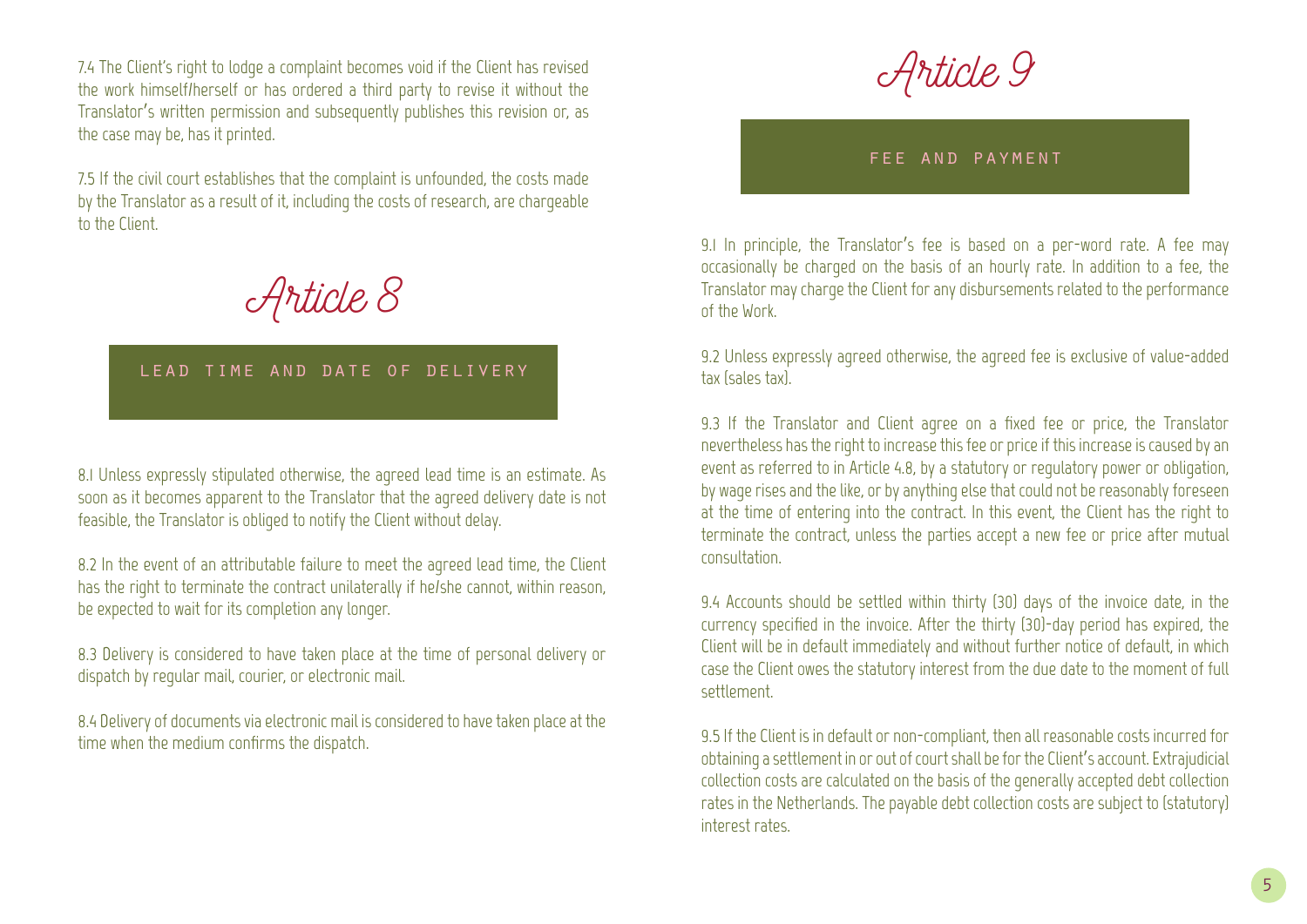7.4 The Client's right to lodge a complaint becomes void if the Client has revised the work himself/herself or has ordered a third party to revise it without the Translator's written permission and subsequently publishes this revision or, as the case may be, has it printed.

7.5 If the civil court establishes that the complaint is unfounded, the costs made by the Translator as a result of it, including the costs of research, are chargeable to the Client.

# Article 8

## LEAD TIME AND DATE OF DELIVERY

8.1 Unless expressly stipulated otherwise, the agreed lead time is an estimate. As soon as it becomes apparent to the Translator that the agreed delivery date is not feasible, the Translator is obliged to notify the Client without delay.

8.2 In the event of an attributable failure to meet the agreed lead time, the Client has the right to terminate the contract unilaterally if he/she cannot, within reason, be expected to wait for its completion any longer.

8.3 Delivery is considered to have taken place at the time of personal delivery or dispatch by regular mail, courier, or electronic mail.

8.4 Delivery of documents via electronic mail is considered to have taken place at the time when the medium confirms the dispatch.

# Article 9

## FEE AND PAYMENT

9.1 In principle, the Translator's fee is based on a per-word rate. A fee may occasionally be charged on the basis of an hourly rate. In addition to a fee, the Translator may charge the Client for any disbursements related to the performance of the Work.

9.2 Unless expressly agreed otherwise, the agreed fee is exclusive of value-added tax (sales tax).

9.3 If the Translator and Client agree on a fixed fee or price, the Translator nevertheless has the right to increase this fee or price if this increase is caused by an event as referred to in Article 4.8, by a statutory or regulatory power or obligation, by wage rises and the like, or by anything else that could not be reasonably foreseen at the time of entering into the contract. In this event, the Client has the right to terminate the contract, unless the parties accept a new fee or price after mutual consultation.

9.4 Accounts should be settled within thirty (30) days of the invoice date, in the currency specified in the invoice. After the thirty (30)-day period has expired, the Client will be in default immediately and without further notice of default, in which case the Client owes the statutory interest from the due date to the moment of full settlement.

9.5 If the Client is in default or non-compliant, then all reasonable costs incurred for obtaining a settlement in or out of court shall be for the Client's account. Extrajudicial collection costs are calculated on the basis of the generally accepted debt collection rates in the Netherlands. The payable debt collection costs are subject to (statutory) interest rates.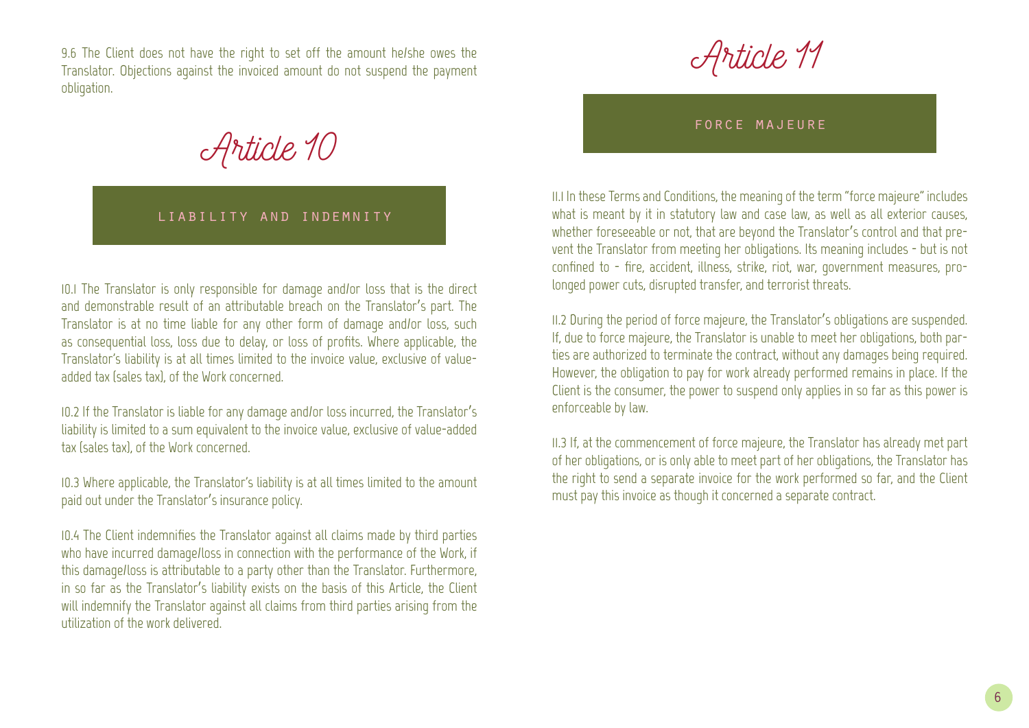9.6 The Client does not have the right to set off the amount he/she owes the Translator. Objections against the invoiced amount do not suspend the payment obligation.

# Article 10

## LIABILITY AND INDEMNITY

10.1 The Translator is only responsible for damage and/or loss that is the direct and demonstrable result of an attributable breach on the Translator's part. The Translator is at no time liable for any other form of damage and/or loss, such as consequential loss, loss due to delay, or loss of profits. Where applicable, the Translator's liability is at all times limited to the invoice value, exclusive of value-added tax (sales tax), of the Work concerned.

10.2 If the Translator is liable for any damage and/or loss incurred, the Translator's liability is limited to a sum equivalent to the invoice value, exclusive of value-added tax (sales tax), of the Work concerned.

10.3 Where applicable, the Translator's liability is at all times limited to the amount paid out under the Translator's insurance policy.

10.4 The Client indemnifies the Translator against all claims made by third parties who have incurred damage/loss in connection with the performance of the Work, if this damage/loss is attributable to a party other than the Translator. Furthermore, in so far as the Translator's liability exists on the basis of this Article, the Client will indemnify the Translator against all claims from third parties arising from the utilization of the work delivered.

# Article 11

## FORCE MAJEURE

11.1 In these Terms and Conditions, the meaning of the term "force majeure" includes what is meant by it in statutory law and case law, as well as all exterior causes, whether foreseeable or not, that are beyond the Translator's control and that prevent the Translator from meeting her obligations. Its meaning includes - but is not confined to - fire, accident, illness, strike, riot, war, government measures, prolonged power cuts, disrupted transfer, and terrorist threats.

11.2 During the period of force majeure, the Translator's obligations are suspended. If, due to force majeure, the Translator is unable to meet her obligations, both parties are authorized to terminate the contract, without any damages being required. However, the obligation to pay for work already performed remains in place. If the Client is the consumer, the power to suspend only applies in so far as this power is enforceable by law.

11.3 If, at the commencement of force majeure, the Translator has already met part of her obligations, or is only able to meet part of her obligations, the Translator has the right to send a separate invoice for the work performed so far, and the Client must pay this invoice as though it concerned a separate contract.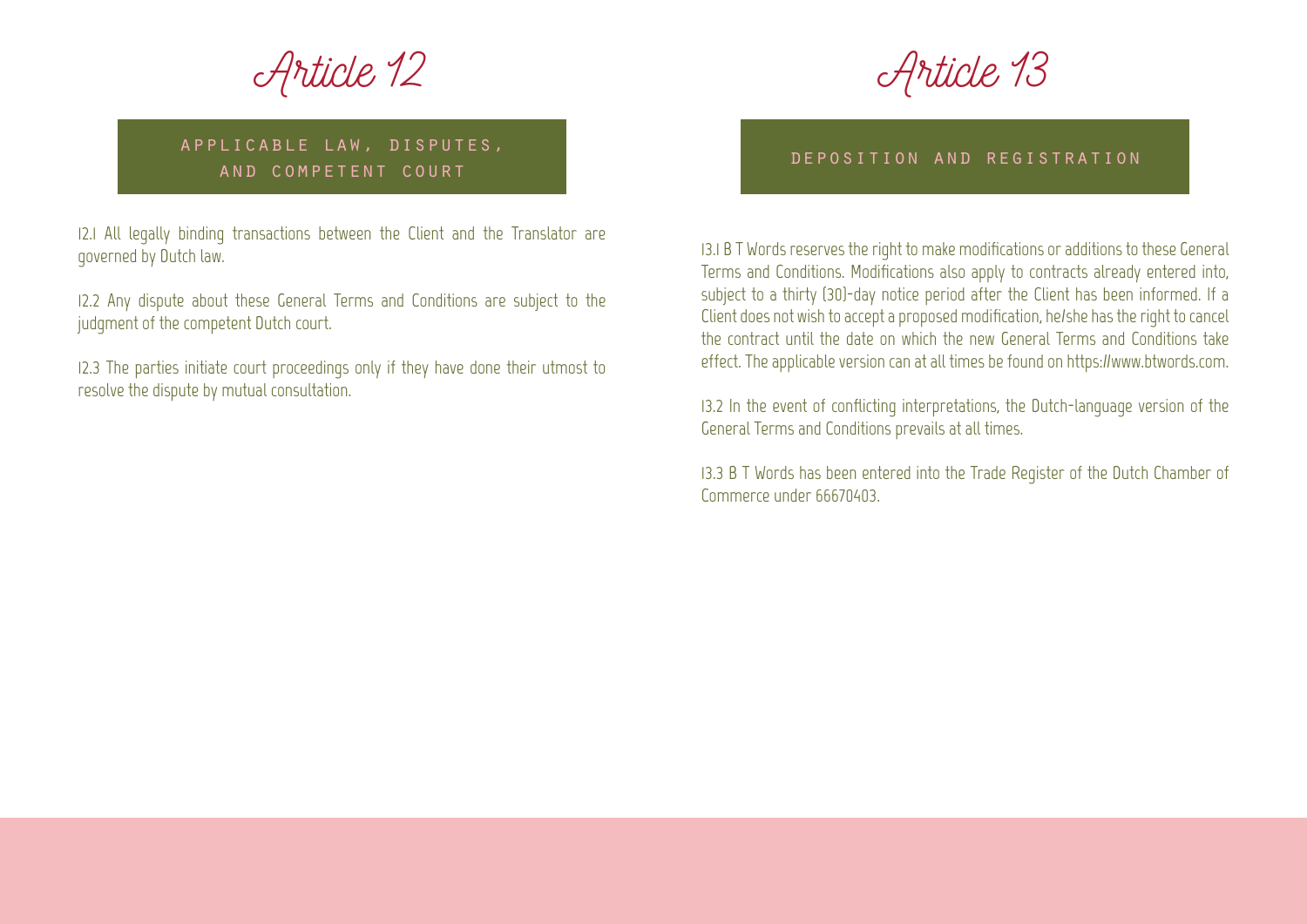# Article 12

## APPLICABLE LAW, DISPUTES, AND COMPETENT COURT

12.1 All legally binding transactions between the Client and the Translator are governed by Dutch law.

12.2 Any dispute about these General Terms and Conditions are subject to the judgment of the competent Dutch court.

12.3 The parties initiate court proceedings only if they have done their utmost to resolve the dispute by mutual consultation.

# Article 13

## DEPOSITION AND REGISTRATION

13.1 B T Words reserves the right to make modifications or additions to these General Terms and Conditions. Modifications also apply to contracts already entered into, subject to a thirty (30)-day notice period after the Client has been informed. If a Client does not wish to accept a proposed modification, he/she has the right to cancel the contract until the date on which the new General Terms and Conditions take effect. The applicable version can at all times be found on https://www.btwords.com.

13.2 In the event of conflicting interpretations, the Dutch-language version of the General Terms and Conditions prevails at all times.

13.3 B T Words has been entered into the Trade Register of the Dutch Chamber of Commerce under 66670403.